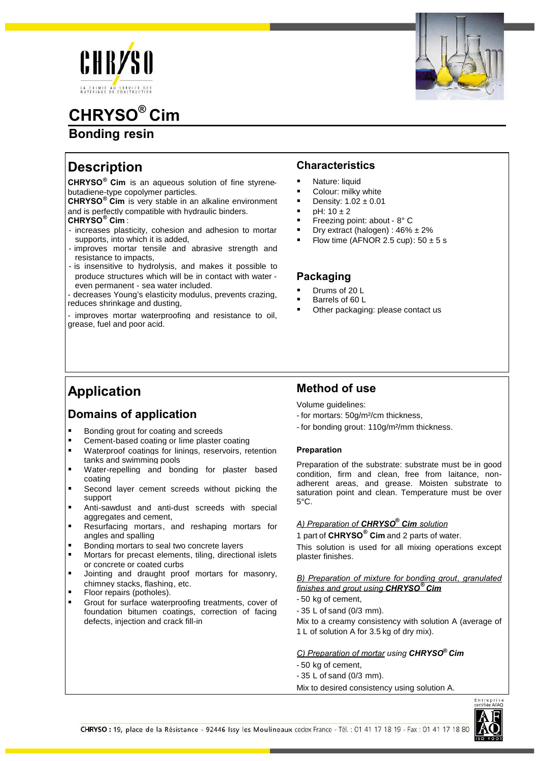# CHRYSO® Cim

## Bonding resin

## Description

**CHRYSO® Cim** is an aqueous solution of fine styrene-butadiene-type copolymer particles.
**CHRYSO® Cim** is very stable in an alkaline environment and is perfectly compatible with hydraulic binders.
**CHRYSO® Cim** :

- increases plasticity, cohesion and adhesion to mortar supports, into which it is added,
- improves mortar tensile and abrasive strength and resistance to impacts,
- is insensitive to hydrolysis, and makes it possible to produce structures which will be in contact with water - even permanent - sea water included.
- decreases Young's elasticity modulus, prevents crazing, reduces shrinkage and dusting,
- improves mortar waterproofing and resistance to oil, grease, fuel and poor acid.

## Characteristics

- Nature: liquid
- Colour: milky white
- Density: 1.02 ± 0.01
- pH: 10 ± 2
- Freezing point: about - 8° C
- Dry extract (halogen) : 46% ± 2%
- Flow time (AFNOR 2.5 cup): 50 ± 5 s

## Packaging

- Drums of 20 L
- Barrels of 60 L
- Other packaging: please contact us

## Application

### Domains of application

- Bonding grout for coating and screeds
- Cement-based coating or lime plaster coating
- Waterproof coatings for linings, reservoirs, retention tanks and swimming pools
- Water-repelling and bonding for plaster based coating
- Second layer cement screeds without picking the support
- Anti-sawdust and anti-dust screeds with special aggregates and cement,
- Resurfacing mortars, and reshaping mortars for angles and spalling
- Bonding mortars to seal two concrete layers
- Mortars for precast elements, tiling, directional islets or concrete or coated curbs
- Jointing and draught proof mortars for masonry, chimney stacks, flashing, etc.
- Floor repairs (potholes).
- Grout for surface waterproofing treatments, cover of foundation bitumen coatings, correction of facing defects, injection and crack fill-in

## Method of use

Volume guidelines:
- for mortars: 50g/m²/cm thickness,
- for bonding grout: 110g/m²/mm thickness.

#### Preparation

Preparation of the substrate: substrate must be in good condition, firm and clean, free from laitance, non-adherent areas, and grease. Moisten substrate to saturation point and clean. Temperature must be over 5°C.

*A) Preparation of **CHRYSO® Cim** solution*

1 part of **CHRYSO® Cim** and 2 parts of water.

This solution is used for all mixing operations except plaster finishes.

*B) Preparation of mixture for bonding grout, granulated finishes and grout using **CHRYSO® Cim***

- 50 kg of cement,
- 35 L of sand (0/3 mm).

Mix to a creamy consistency with solution A (average of 1 L of solution A for 3.5 kg of dry mix).

*C) Preparation of mortar using **CHRYSO® Cim***

- 50 kg of cement,
- 35 L of sand (0/3 mm).

Mix to desired consistency using solution A.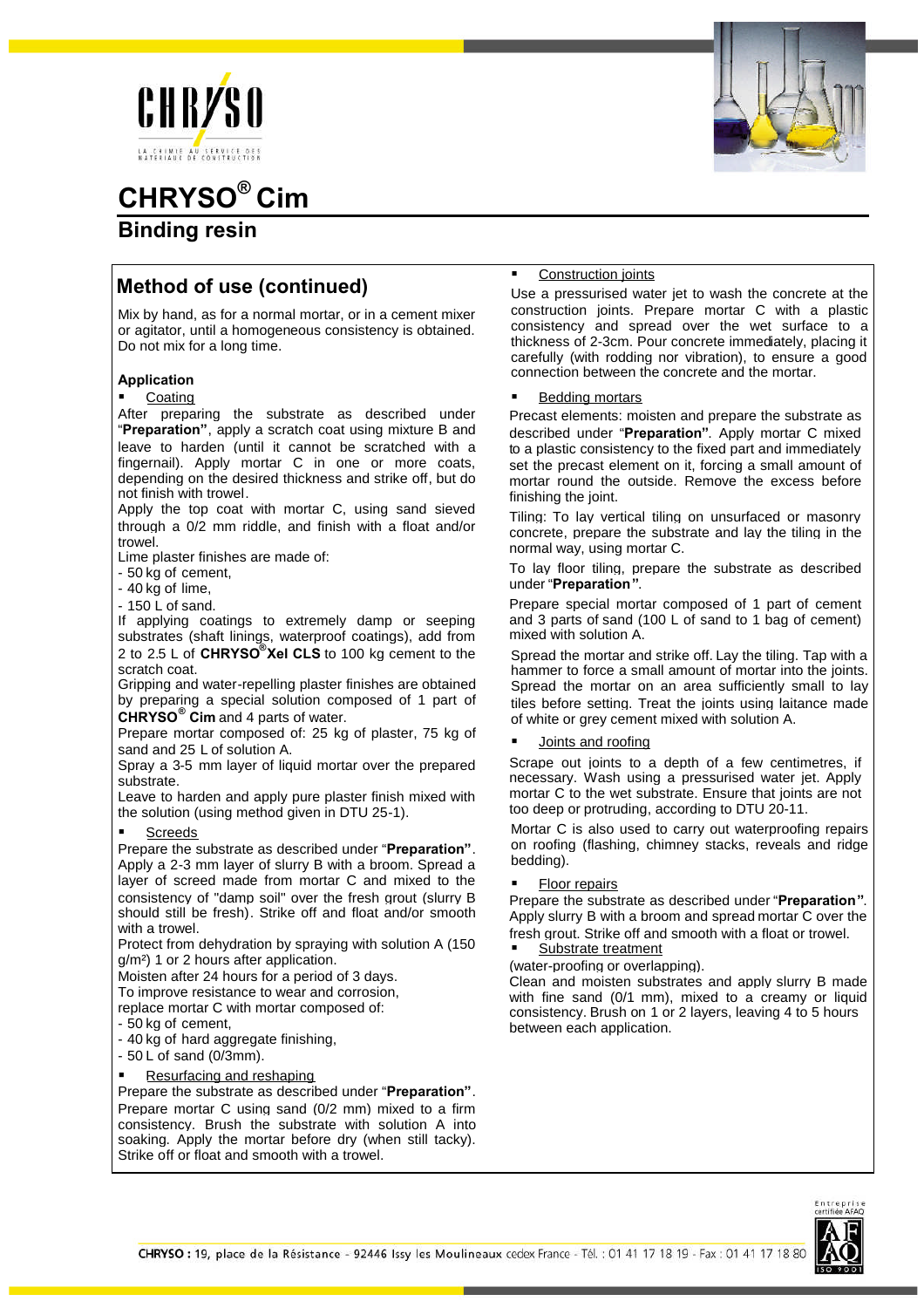# CHRYSO® Cim

## Binding resin

### Method of use (continued)

Mix by hand, as for a normal mortar, or in a cement mixer or agitator, until a homogeneous consistency is obtained. Do not mix for a long time.

**Application**

- Coating

After preparing the substrate as described under "**Preparation**", apply a scratch coat using mixture B and leave to harden (until it cannot be scratched with a fingernail). Apply mortar C in one or more coats, depending on the desired thickness and strike off, but do not finish with trowel.

Apply the top coat with mortar C, using sand sieved through a 0/2 mm riddle, and finish with a float and/or trowel.

Lime plaster finishes are made of:

- 50 kg of cement,
- 40 kg of lime,
- 150 L of sand.

If applying coatings to extremely damp or seeping substrates (shaft linings, waterproof coatings), add from 2 to 2.5 L of **CHRYSO® Xel CLS** to 100 kg cement to the scratch coat.

Gripping and water-repelling plaster finishes are obtained by preparing a special solution composed of 1 part of **CHRYSO® Cim** and 4 parts of water.

Prepare mortar composed of: 25 kg of plaster, 75 kg of sand and 25 L of solution A.

Spray a 3-5 mm layer of liquid mortar over the prepared substrate.

Leave to harden and apply pure plaster finish mixed with the solution (using method given in DTU 25-1).

- Screeds

Prepare the substrate as described under "**Preparation**". Apply a 2-3 mm layer of slurry B with a broom. Spread a layer of screed made from mortar C and mixed to the consistency of "damp soil" over the fresh grout (slurry B should still be fresh). Strike off and float and/or smooth with a trowel.

Protect from dehydration by spraying with solution A (150 g/m²) 1 or 2 hours after application.

Moisten after 24 hours for a period of 3 days.

To improve resistance to wear and corrosion, replace mortar C with mortar composed of:

- 50 kg of cement,
- 40 kg of hard aggregate finishing,
- 50 L of sand (0/3mm).

- Resurfacing and reshaping

Prepare the substrate as described under "**Preparation**". Prepare mortar C using sand (0/2 mm) mixed to a firm consistency. Brush the substrate with solution A into soaking. Apply the mortar before dry (when still tacky). Strike off or float and smooth with a trowel.

- Construction joints

Use a pressurised water jet to wash the concrete at the construction joints. Prepare mortar C with a plastic consistency and spread over the wet surface to a thickness of 2-3cm. Pour concrete immediately, placing it carefully (with rodding nor vibration), to ensure a good connection between the concrete and the mortar.

- Bedding mortars

Precast elements: moisten and prepare the substrate as described under "**Preparation**". Apply mortar C mixed to a plastic consistency to the fixed part and immediately set the precast element on it, forcing a small amount of mortar round the outside. Remove the excess before finishing the joint.

Tiling: To lay vertical tiling on unsurfaced or masonry concrete, prepare the substrate and lay the tiling in the normal way, using mortar C.

To lay floor tiling, prepare the substrate as described under "**Preparation**".

Prepare special mortar composed of 1 part of cement and 3 parts of sand (100 L of sand to 1 bag of cement) mixed with solution A.

Spread the mortar and strike off. Lay the tiling. Tap with a hammer to force a small amount of mortar into the joints. Spread the mortar on an area sufficiently small to lay tiles before setting. Treat the joints using laitance made of white or grey cement mixed with solution A.

- Joints and roofing

Scrape out joints to a depth of a few centimetres, if necessary. Wash using a pressurised water jet. Apply mortar C to the wet substrate. Ensure that joints are not too deep or protruding, according to DTU 20-11.

Mortar C is also used to carry out waterproofing repairs on roofing (flashing, chimney stacks, reveals and ridge bedding).

- Floor repairs

Prepare the substrate as described under "**Preparation**". Apply slurry B with a broom and spread mortar C over the fresh grout. Strike off and smooth with a float or trowel.

- Substrate treatment

(water-proofing or overlapping).

Clean and moisten substrates and apply slurry B made with fine sand (0/1 mm), mixed to a creamy or liquid consistency. Brush on 1 or 2 layers, leaving 4 to 5 hours between each application.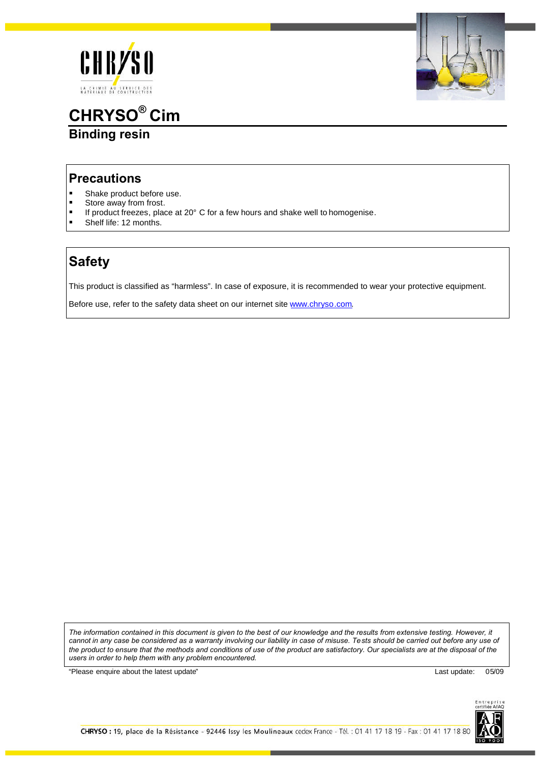# CHRYSO® Cim

## Binding resin

## Precautions

- Shake product before use.
- Store away from frost.
- If product freezes, place at 20° C for a few hours and shake well to homogenise.
- Shelf life: 12 months.

## Safety

This product is classified as “harmless”. In case of exposure, it is recommended to wear your protective equipment.

Before use, refer to the safety data sheet on our internet site www.chryso.com.

*The information contained in this document is given to the best of our knowledge and the results from extensive testing. However, it cannot in any case be considered as a warranty involving our liability in case of misuse. Tests should be carried out before any use of the product to ensure that the methods and conditions of use of the product are satisfactory. Our specialists are at the disposal of the users in order to help them with any problem encountered.*

“Please enquire about the latest update”

Last update: 05/09

**CHRYSO :** 19, place de la Résistance - 92446 Issy les Moulineaux cedex France - Tél. : 01 41 17 18 19 - Fax : 01 41 17 18 80